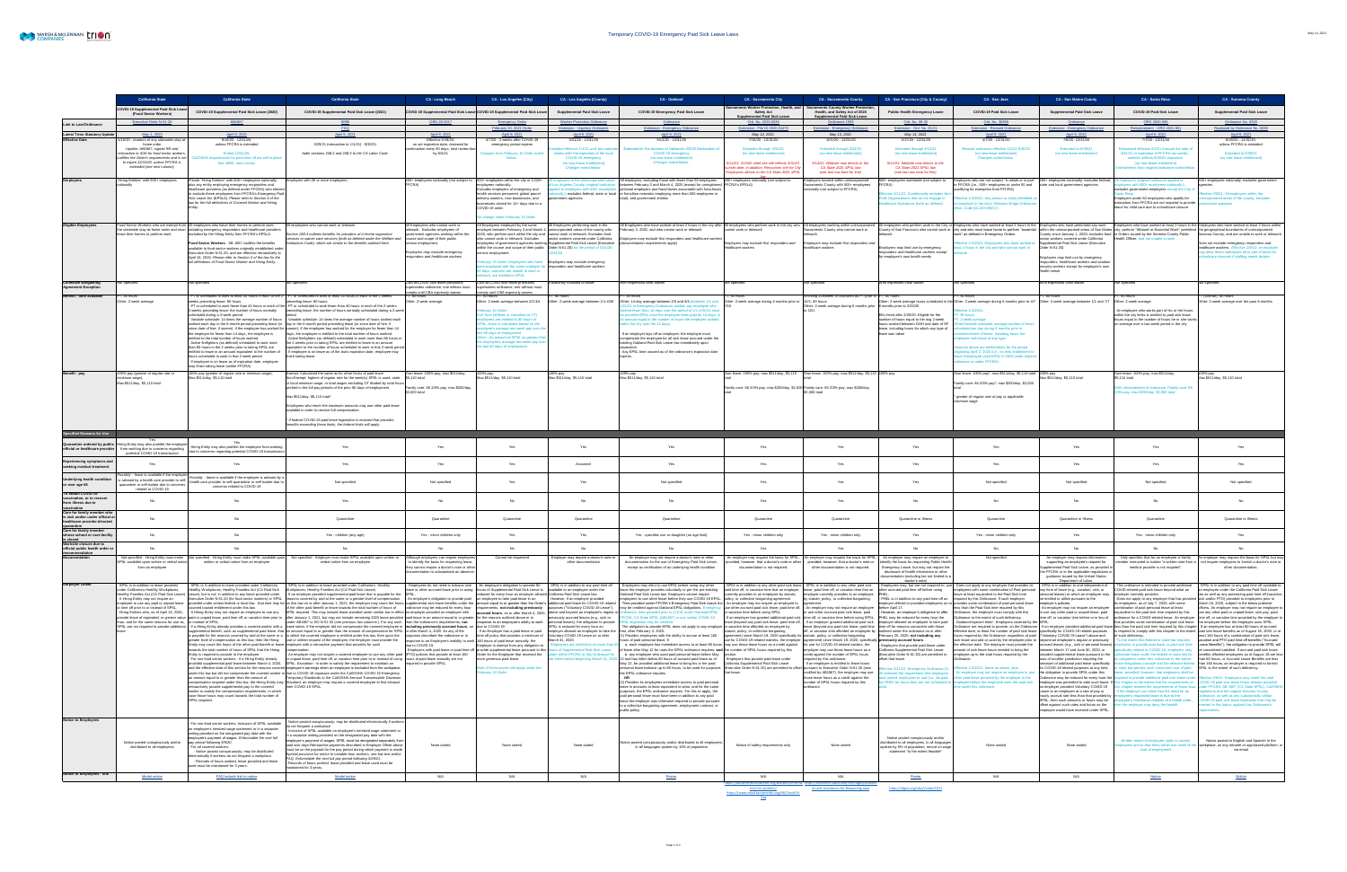# Temporary COVID-19 Paid Sick Leave Laws

| | California State | California State | California State | CA - Long Beach | CA - Los Angeles (City) | CA - Los Angeles (County) | CA - Oakland | CA - Sacramento City | CA - Sacramento County | CA - San Francisco | CA - San Jose | CA - San Mateo County | CA - Santa Rosa | CA - Sonoma County |
|---|---|---|---|---|---|---|---|---|---|---|---|---|---|---|
| | COVID-19 Supplemental Paid Sick Leave (Food Sector Workers) | COVID-19 Supplemental Paid Sick Leave (2020) | COVID-19 Supplemental Paid Sick Leave (2021) | COVID-19 Supplemental Paid Sick Leave | COVID-19 Supplemental Paid Sick Leave | Supplemental Paid Sick Leave | COVID-19 Supplemental Paid Sick Leave | Sacramento Worker Protection, Health, and Safety Act Supplemental Paid Sick Leave | Sacramento County Worker Protection, Health, and Safety Act of 2020 Supplemental Paid Sick Leave | Public Health Emergency Leave | COVID-19 Paid Sick Leave | Supplemental Paid Sick Leave | COVID-19 Supplemental Paid Sick Leave | Supplemental Paid Sick Leave |
| **Effective Date** | 4/16/20 - duration of any statewide stay at home order | 9/19/20 - 12/31/20 | 3/29/21 (retroactive to 1/1/21) - 9/30/21 | Effective 5/8/20 | 4/7/20 - 2 weeks after COVID-19 emergency period expires | 4/28/20 - 12/31/20 | 5/12/20 - 12/31/20 | 7/16/20 - 12/31/20 | 10/1/20 - 12/31/20 | 4/17/20 - 12/31/20 | 4/7/20 - 12/31/20 | 7/8/20 - 12/31/20 | 7/7/20 - 12/31/20 | 8/1/20 - 12/31/20 |
| **Benefit - Amount Available** | FT: 80 hours; Other: 2-week average | | | FT: 80 hours; Other: 2-week average | FT: 80 hours; Other: 2-week average | FT: 80 hours; Other: 2-week average between 1/1-4/28 | FT: 80 hours; Other: 14-day average | FT: 80 hours; Other: 2-week average during 6 months prior | | | | FT: 80 hours; Other: 2-week average | FT: 80 hours; Other: 2-week average between 1/1 and 7/7 | FT: 80 hours; Other: 2-week average over the past 6 months |
| **Benefit - pay** | 100% pay (greater of regular rate or minimum wage); Max $511/day, $5,110 total | 100% pay (greater of regular rate or minimum wage); Max $511/day, $5,110 total | | Own leave: 100% pay, max $511/day, $5,110 total; Family care: 66 2/3% pay, max $200/day, $2,000 total | 100% pay; Max $511/day, $5,110 total | 100% pay; Max $511/day, $5,110 total | 100% pay; Max $511/day, $5,110 total | Own leave: 100% pay, max $511/day, $5,110 total; Family care: 66 2/3% pay, max $200/day, $2,000 total | Own leave: 100% pay, max $511/day, $5,110 total; Family care: 66 2/3% pay, max $200/day, $2,000 total | 100% pay | Own leave: 100% pay, max $511/day, $5,110 total; Family care: 66 2/3% pay, max $200/day, $2,000 total | 100% pay; Max $511/day, $5,110 total | Own leave: 100% pay, max $511/day, $5,110 total | 100% pay; Max $511/day, $5,110 total |
| **Specified Reasons for Use** | | | | | | | | | | | | | | |
| **Quarantine ordered by public official or healthcare provider** | Yes. Hiring Entity may also prohibit the employee from working due to health concerns related to potential COVID-19 transmission | Yes. Hiring Entity may also prohibit the employee from working due to concerns related to potential COVID-19 transmission | Yes | Yes | Yes | Yes | Yes | Yes | Yes | Yes | Yes | Yes | Yes | Yes |
| **Experiencing symptoms and seeking medical treatment** | Yes | Yes | Yes | Yes | Yes | Assumed | Yes | Yes | Yes | Yes | Yes | Yes | Yes | Yes |
| **Underlying health condition or over age 65** | Possibly - leave is available if the employee is advised by a health care provider to self-quarantine or self-isolate due to concerns related to COVID-19 | Possibly - leave is available if the employee is advised by a health care provider to self-quarantine or self-isolate due to concerns related to COVID-19 | Not specified | Yes | Yes | Yes | Not specified | Yes | Yes | Yes | Not specified | Not specified | Not specified | Not specified |
| **To obtain COVID-19 vaccination** | No | No | Yes | No | No | No | No | No | No | No | No | No | No | No |
| **Care for family member who is under order of quarantine** | No | No | Quarantine | Quarantine | Quarantine | Quarantine | Quarantine | Quarantine | Quarantine | Quarantine or Illness | Quarantine | Quarantine or Illness | Quarantine | Quarantine or Illness |
| **Care for family member whose school or care facility is closed** | No | No | Yes - children (any age) | Yes - minor children only | Yes | Yes | Yes - specifies son or daughter (no age limit) | Yes - minor children only | Yes - minor children only | Yes | Yes - minor children only | Yes | Yes - minor children only | Yes |
| **Worksite closure due to official public health order or recommendation** | No | No | No | No | No | No | No | No | No | Yes | No | No | No | No |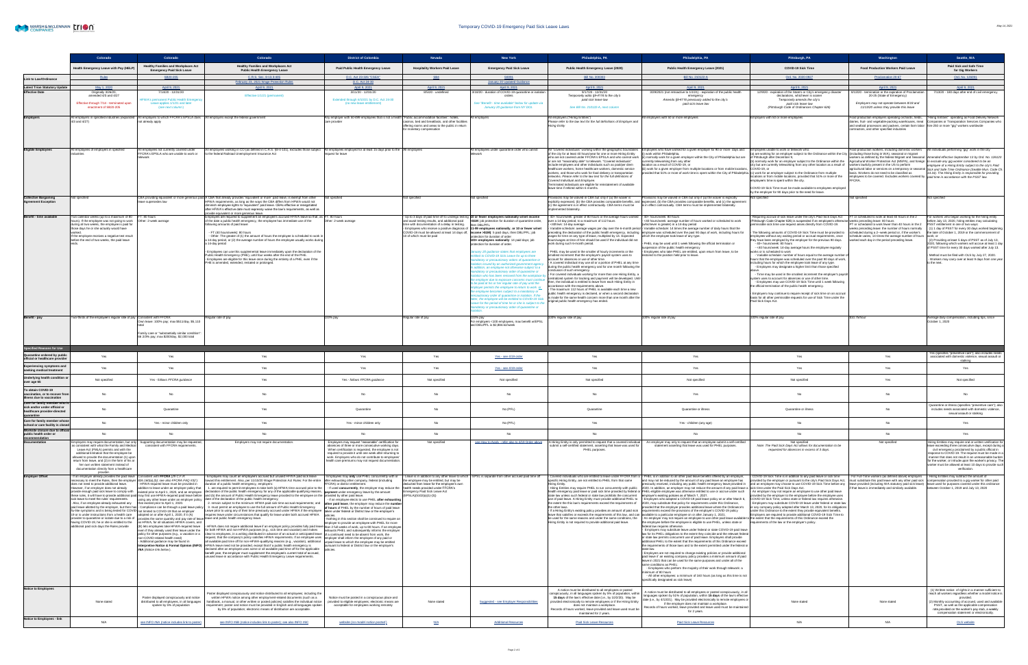# Temporary COVID-19 Emergency Paid Sick Leave Laws

| | Colorado | Colorado | Colorado | District of Columbia | Nevada | New York | Philadelphia, PA | Philadelphia, PA | Pittsburgh, PA | Washington | Seattle, WA |
|---|---|---|---|---|---|---|---|---|---|---|---|
| | Health Emergency Leave with Pay (HELP) | Healthy Families and Workplaces Act Emergency Paid Sick Leave | Healthy Families and Workplaces Act Public Health Emergency Leave | Paid Public Health Emergency Leave | Hospitality Workers Paid Leave | Emergency Paid Sick Leave | Public Health Emergency Leave (2020) | Public Health Emergency Leave (2021) | COVID-19 Sick Time | Food Production Workers Paid Leave | Paid Sick and Safe Time for Gig Workers |
| **Link to Law/Ordinance** | Rules | SB20-205 | C.R.S. Sec. 8-13.3-405; February 25, 2021 Wage Protection Rules | D.C. Act 23-326 "TCERA"; D.C. Act 24-30 | SB4 | S8091; January 20 Updated Guidance | Bill No. 200302 | Bill No. 210123-A | Ord. No. | Proclamation 20-47 | Ord. No. 126091 |
| **Latest from Statutory Update** | May 3, 2020 | April 9, 2021 | April 9, 2021 | April 9, 2021 | April 9, 2021 | April 9, 2021 | April 9, 2021 | April 9, 2021 | April 9, 2021 | April 9, 2021 | April 9, 2021 |
| **Effective Date** | Originally 3/26/20; amended 4/3 and 4/27. Effective through 7/14 - terminated upon enactment of SB20-205 | 7/14/20 - 12/31/20. HFWA's permanent Public Health Emergency Leave applies 1/1/21 and later (see next column) | Effective 1/1/21 (permanent) | 3/11/20 - 12/31/20. Extended through 9/30/21 (as new leave entitlement) | 8/5/20 - undefined | 3/18/20 - duration of COVID-19 quarantine or isolation orders. See "Benefit - time available" below for update via January 20 guidance from NY DOL | 9/17/20 - 12/31/20. Temporarily adds §9-4118 to the city's paid sick leave law. See Bill No. 210123-A, next column | 3/29/2021 (but retroactive to 1/1/21) - expiration of the public health emergency. Amends §9-4118 previously added to the city's paid sick leave law | 12/9/20 - expiration of the Mayor's or City's emergency disaster declarations, whichever is later. Temporarily amends the city's paid sick time law (Pittsburgh Code of Ordinances Chapter 626) | 6/11/20 - termination or expiration of Proclamation 20-05 (State of Emergency). Employers may use this amount between 6/10 and 11/13/20 unless they provide this leave | 7/13/20 - 180 days after end of civil emergency |
| **Employers** | All employers in specified industries | All employers. Not already apply | All employers except the federal government | Any employer with 50-499 employees that is not a health care provider | Private accommodation facilities - hotels, casinos, bed and breakfasts, and other facilities offering rooms and zones to the public in return for monetary compensation | All employers | All employers ("Hiring Entities"). Please refer to the law text for the full definitions of Employer and Hiring Entity | All employers with 50 or more employees | Employers with 50 or more employees | Food production workers operating orchards, fields, dairies, fruit- and vegetable-packing warehouses, meat and seafood processors and packers, certain farm labor contractors, and other specified industries | "Hiring Entities" operating as Food Delivery Network Companies or Transportation Network Companies who hire 250 or more "gig" workers worldwide |
| **Eligible Employees** | All employees of employers in specified industries | All employees not currently covered under FFCRA's EPSLA who are unable to work or telework | All employees working in CO (as defined in C.R.S. §8-4-101), excluded those subject to the federal Railroad Unemployment Insurance Act | All employees employed for at least 15 days prior to the request for leave | All employees | All employees under quarantine order who cannot telework | All "covered individuals" working within the geographic boundaries of the city for at least 40 hours/year for one or more Hiring Entity who are not covered under FFCRA's EPSLA and who cannot work or are not "reasonably able" to telework. "Covered individuals" include employees and other individuals such as gig workers, healthcare workers, home healthcare workers, domestic service workers, and those who work for food delivery or transportation networks. Please refer to the law text for the full definitions. Terminated individuals are eligible for reinstatement of available leave time if rehired within 6 months | Employees who have worked for a given employer for 90 or more days and (i) work within Philadelphia; (ii) normally work for a given employer within the City of Philadelphia but are currently teleworking from any other location as a result of COVID-19; or (iii) work for a given employer from multiple locations or from mobile locations, provided that 51% or more of work time is spent within the City of Philadelphia | Employees unable to work or telework who: (a) are working for an employer subject to the Ordinance within the City of Pittsburgh after December 8; (b) normally work for an employer subject to the Ordinance within the city but are currently teleworking from any other location as a result of COVID-19; or (c) work for an employer subject to the Ordinance from multiple locations or from mobile locations, provided that 51% or more of the employee's time is spent within the City. COVID-19 Sick Time must be made available to employees employed by the employer for 90 days prior to the need for leave | Food production workers, including domestic workers (including those living in WA), seasonal or migrant workers as defined by the federal Migrant and Seasonal Agricultural Worker Protection Act (MSPA), and foreign workers lawfully present in the US to perform agricultural labor or services on a temporary or seasonal basis. Workers do not need to be classified as employees to be covered. Excludes workers covered by FFCRA | All individuals performing "gig" work in the city. Amended effective September 13 by Ord. No. 126123 to exclude any gig worker considered to be an employee of a Hiring Entity subject to the city's Paid Sick and Safe Time Ordinance (Seattle Mun. Code Ch. 14.16). The Hiring Entity is responsible for providing paid time in accordance with the PSST law |
| **Collective Bargaining Agreement Exception** | Not specified | CBA providing equivalent or more generous paid leave supersedes law | CBA that already provides "equivalent or more" paid leave, or that otherwise provides more generous leave consistent with the law | Not specified | Not specified | Not specified | Provisions may be waived in CBA but only if (a) the waiver is explicitly expressed, (b) the CBA provides comparable benefits, and (c) the agreement is in effect contractually. CBA terms must be implemented bilaterally | Provisions may be waived in CBA but only if (a) the waiver is explicitly expressed, (b) the CBA provides comparable benefits, and (c) the agreement is in effect contractually. CBA terms must be implemented bilaterally | Not specified | Not specified | Not specified |
| **Benefit - time available** | Two-thirds of the employee's regular rate of pay / up to two weeks; if the employee was not going to work during all two weeks, the employee is paid for those days he or she actually would have worked | FT: 80 hours. Other: 2-week average | Employers are required to supplement an employee's accrued HFWA leave so that: FT: 80 hours; Other: the greater of (1) the amount of hours the employee is scheduled to work in a 14-day period, or (2) the average number of hours the employee usually works during a 14-day period. Employees can use this supplemental leave immediately upon the declaration of the Public Health Emergency (PHE), until four weeks after the end of the PHE. Employees are eligible for this leave once during the entirety of a PHE, even if the PHE is amended, extended, restated or prolonged | FT: 80 hours. Other: 2-week average | Up to 2 days of paid time off to undergo testing and await testing results, and additional paid time with documentation of a delay in testing. Employees who receive a positive diagnosis of COVID-19 must be allowed at least 14 days off, 10 of which must be paid | 10 or fewer employees nationally and net income ≤$1M: job protection for duration of quarantine order, then unpaid leave. 11-99 employees nationally, or 10 or fewer with net income >$1M: 5 paid days, then DBL/PFL, job protection for duration of order. 100+ employees nationally: 14 paid days; job protection for duration of order. January 20 guidance states that employees are entitled to COVID-19 Sick Leave for up to three mandatory or precautionary orders of quarantine or isolation issued by an authorized government agency... | 40+ hours/week: greater of 80 hours or the average hours worked over a 14-day period, to a maximum of 112 hours. <40 hours/week, variable schedule: average wages per day over the 6-month period preceding the declaration of the public health emergency, including wages for time on any type of leave, multiplied by 14. Expected hours/wages at time of hire should be used if the individual did not work during such 6-month period. A covered individual may use all or a portion of PHEL at any time during the public health emergency... For covered individuals working for more than one Hiring Entity, a centralized system for tracking and payment will be developed... The maximum 112 hours of PHEL is available each time a new public health emergency is declared, or when a second declaration is made for the same health concern more than one month after the original public health emergency has ended | 40+ hours/week: 80 hours. <40 hours/week: average number of hours worked or scheduled to work (whichever is greater) in a 14-day period. Variable schedule: 14 times the average number of daily hours that the employee was scheduled over the past 90 days of work, including hours for which the employee took leave of any type. PHEL may be used until 1 week following the official termination or suspension of the public health emergency. Employees who take PHEL are entitled, upon return from leave, to be restored to the position held prior to leave | Requiring accrual of sick leave under the City's Paid Sick Days Act (Pittsburgh Code Chapter 626) is suspended if an employee's otherwise permissible sick time use request arises directly from COVID-19. The following amounts of COVID-19 Sick Time must be provided to employees without any waiting period or accrual requirements, except they have been employed by the employer for the previous 90 days: 40+ hours/week: 80 hours; <40 hours/week: 14-day average hours the employee regularly works or is scheduled to work; Variable-schedule: number of hours equal to the average number of hours that the employee was scheduled over the past 90 days of work, including hours for which the employee took leave of any type. Employers may designate a higher limit than those specified above. Time may be used in the smallest increment the employer's payroll system uses to account for absences or use of other time. Employees may use COVID-19 Sick Time until 1 week following the official termination of the public health emergency. Employers may continue to require receipt of sick time on an accrual basis for all other permissible requests for use of Sick Time under the Paid Sick Days Act | FT or scheduled to work at least 40 hours in the 2 weeks preceding leave: 80 hours. PT or scheduled to work fewer than 40 hours in the 2 weeks preceding leave: the number of hours normally scheduled during a 2-week period or, if the worker's schedule varies, 14 times the average number of hours worked each day in the period preceding leave | For workers who began working for the hiring entity before July 13, 2020, hiring entities may calculating PSST entitlement in one of two ways: (1) 1 day of PSST for every 30 days worked beginning the later of October 1, 2019 or the commencement of work; or (2) Providing at least 5 days of PSST as of July 13, 2020, following which workers will accrue at least 1 day of PSST time for every 30 days worked after July 13. Method must be filed with OLS by July 27, 2020. Workers may carry over at least 9 days from one year to the next |
| **Benefit - pay** | Two-thirds of the employee's regular rate of pay | Consistent with FFCRA. Own leave: 100% pay; max $511/day, $5,110 total. Family care or "substantially similar condition": tot 2/3% pay; max $200/day, $2,000 total | Regular rate of pay | 100% pay | Regular rate of pay | 100% pay. For employers <100 employees, max benefit w/EPSL and DBL/PFL is $2,884.62/week | 100% regular rate of pay | 100% regular rate of pay | 100% regular rate of pay | $15 / hour | Average daily compensation, including tips, since October 1, 2019 |
| **Specified Reasons for Use** | | | | | | | | | | | |
| **Quarantine ordered by public official or healthcare provider** | Yes | Yes | Yes | Yes | Yes | Yes - see 4/19 order | Yes | Yes | Yes | Yes | Yes (specifies "preventive care"); also includes needs associated with domestic violence, sexual assault or stalking |
| **Experiencing symptoms and seeking medical treatment** | Yes | Yes | Yes | Yes | Yes | Yes - see 4/19 order | Yes | Yes | Yes | Yes | Yes |
| **Underlying health condition or over age 65** | Not specified | Yes - follows FFCRA guidance | Yes | Yes - follows FFCRA guidance | Not specified | Not specified | Not specified | Not specified | Not specified | Not specified | Not specified |
| **To obtain COVID-19 vaccination, or to recover from illness due to vaccination** | No | No | No | No | No | No | Yes | Yes | Yes | No | No |
| **Care for family member where risk and/or under official or healthcare provider directed quarantine** | No | Quarantine | Yes | Quarantine | No | No (PFL) | Quarantine | Quarantine or illness | Quarantine or illness | Yes | Quarantine or illness (specifies "preventive care"); also includes needs associated with domestic violence, sexual assault or stalking |
| **Care for family member whose school or care facility is closed** | No | Yes - minor children only | Yes | Yes - minor children only | No | No (PFL) | Yes | Yes - children (any age) | Yes | No | Yes |
| **Worksite closure due to official public health order or recommendation** | No | No | No | No | No | No | No | No | No | No | Yes |
| **Documentation** | Employers may require documentation, but only as consistent with what the Family and Medical Leave Act (FMLA) permits and with the additional limitation that the employee be allowed to provide the documentation (1) upon return from leave, and (2) in the form of his or her own written statement instead of documentation directly from a healthcare provider | Supporting documentation may be requested, consistent with FFCRA requirements | Employers may not require documentation | Employers may request "reasonable" certification for absences of three or more consecutive working days. When certification is requested, the employee is not required to provide it until one week after returning to work. Employers who do not contribute to employees' health care premiums may not request documentation | Not specified | See How to Apply - refer also to 4/19 Order above | A Hiring Entity is only permitted to request that a covered individual submit a self-certified statement, asserting that leave was used for PHEL purposes | An employer may only request that an employee submit a self-certified statement asserting that leave was used for PHEL purposes | Not specified. Note: The Paid Sick Days Act allows for documentation to be requested for absences in excess of 3 days | Not specified | Hiring Entities may require oral or written verification for leave exceeding three consecutive days, except during a civil emergency proclaimed by a public official in response to COVID-19. The request must be made in a manner that does not result in an unreasonable burden for the worker, or intrude upon the worker's privacy. The worker must be allowed at least 10 days to provide such |
| **Employer Offset** | If an employer already provides the paid leave necessary to meet the rules, the employer does not need to provide additional leave. However, if an employer does not already provide enough paid sick leave to comply with these rules, it will have to provide additional paid sick leave to meet the rules' requirements. Also, if an employer already extended any paid leave allotted by the employer, but then has further symptoms and is being tested for COVID-19 or is under instructions from a health care provider to quarantine or isolate due to a risk of having COVID-19, the employer must provide additional paid sick leave the Rules provide | Consistent with FFCRA (29 C.F.R. 826.160(a)(3)); see also FFCRA FAQ #32. HFWA-required leave must be provided in addition to leave under an employer policy that existed prior to April 1, 2020, and an employer may first use HFWA-required leave before using any other leave under an employer policy that existed prior to April 1, 2020. Compliance can be through a paid leave policy that provides the same quantity and pay rate of leave as HFWA, for all situations HFWA covers, and (B) lets employees take HFWA-required leave even if they already used their leave under that policy for other purposes... Additional guidance may be found in Interpretive Notice & Formal Opinion (INFO) #6A (Notice info below) | Employers may count an employee's accrued but unused HFWA paid sick leave toward this entitlement. Also, per 11/10/20 Wage Protection Act Rules: For the entire duration of a public health emergency, employers: 1. are required to permit employees to take both (a) HFWA time accrued prior to the declaration of the public health emergency for any of the applicable qualifying reasons, and (b) the amount of Public Health Emergency leave provided to the employee on the date of the declaration of the public health emergency; 2. remain subject to the minimum HFWA paid sick time accrual requirements; and 3. must permit an employee to use the full amount of Public Health Emergency Leave prior to using any of their time previously accrued under HFWA if the employee requires leave under circumstances that qualify for leave under both accrued HFWA leave and public health emergency leave. HFWA does not require additional leave if an employer policy provides fully paid leave for both HFWA and non-HFWA purposes... | Employees may only use PHEL concurrently with or after exhausting other company, federal (including FFCRA) or district entitlement. If used concurrently, the employer may reduce the payment under emergency leave by the amount provided by other paid leave. If an employee elects to use PHEL after exhausting other paid leave, the employer may reduce the number of hours of PHEL by the number of hours of paid leave taken under federal or District law or the employer's policies | Leave is in addition to any other leave to which the employee may be entitled, but may be deducted from leave for the employee's own health needs provided under FFCRA's Emergency Paid Sick Leave Act (EPSLA)(5102(a)(1)-(3)). Nothing in this section shall be construed to require an employer to provide an employee with PHEL for more than 2 full weeks... | EPSL is separate from other accrued paid time off | Covered individuals who are entitled to leave under FFCRA from a specific Hiring Entity, are not entitled to PHEL from that same Hiring Entity. Hiring Entities may require PHEL to run concurrently with public health emergency paid leave or paid sick time provided by federal or state law unless such federal or state law prohibits the concurrent use of paid leave. A Hiring Entity must provide additional PHEL to the extent that federal or state law requirements exceed the requirements of the other law. If a Hiring Entity's existing policy provides an amount of paid leave that satisfies or exceeds the requirements of this law, and can be used for the same reasons and under the same conditions, the Hiring Entity is not required to provide additional paid leave | PHEL is in addition to all paid leave benefits offered by an employer, and may not be reduced by the amount of any paid leave an employee has previously received, including any public health emergency leave provided in 2020. In addition, an employer may not reduce the amount of any paid leave a PHEL-eligible employee was otherwise entitled to use or accrue under such employer's existing policies as of March 1, 2021. Employers who adopted a COVID-19 paid leave policy on or after March 8, 2020, may substitute that policy for requirements under this Ordinance... Employees may substitute leave under federal or state COVID-19 paid leave law... Employers are not required to change existing policies or provide additional paid leave if an existing company policy provides a minimum amount of paid leave in 2021 that can be used for the same purposes... | COVID-19 Sick Time is in addition to any paid leave or sick time provided by the employer or pursuant to the City's Paid Sick Days Act and an employee may choose to use COVID-19 Sick Time before any sick time under the Paid Sick Days Act. An employer may not require an employee to use other paid leave provided by the employer to the employee before the employee uses COVID-19 Sick Time, unless state or federal law requires otherwise. Employers may substitute COVID-19 leave under federal or state law or any company policy adopted after March 13, 2020, for its obligations under this Ordinance to the extent they provide equivalent benefits... | For Full-Time workers (as defined above) employers must substitute this paid leave with any other paid sick leave provided (including WA statutory paid sick leave) if that leave is immediately and similarly available | Hiring Entities may subtract the amount of compensation provided to a gig worker for other paid leave provided for purposes covered under this ordinance between October 1, 2019 and July 13, 2020 |
| **Notice to Employees** | None stated | Poster displayed conspicuously and notice distributed to all employees, in all languages spoken by 5% of population | Poster displayed conspicuously and notice distributed to all employees, including via written HFWA notice among other employment-related documents (such as a handbook, a manual, or other written or posted policies) suitable to the individual notice requirement; poster and notice must be provided in English and all languages spoken by 5% of population; electronic means of distribution are acceptable | Notice must be posted in a conspicuous place and provided to eligible employees; electronic means are acceptable for employees working remotely | None stated | Suggested - see Employer Responsibilities | A notice must be distributed to all employees or posted conspicuously, in all languages spoken by 5% of population, within 15 days of the law's effective date (i.e., by 10/2/20). May be provided electronically to remote employees or if the Hiring Entity does not maintain a workplace. Records of hours worked, leave provided and leave used must be maintained for 2 years | A notice must be distributed to all employees or posted conspicuously, in all languages spoken by 5% of population, within 15 days of the law's effective date (i.e., by 4/13/21). May be provided electronically to remote employees or if the employer does not maintain a workplace. Records of hours worked, leave provided and leave used must be maintained for 2 years | None stated | None stated | (1) Written notice of rights in a manner sufficient to reach all workers regardless of whether a model notice is provided. (2) Monthly accounting of accrued, used, and available PSST, as well as the applicable compensation rate provided on the worker's pay stub, a weekly compensation statement or electronically |
| **Notice to Employees - link** | N/A | see INFO #6A (notice includes link to poster) | see INFO #6A (notice includes link to poster); see also INFO #6C | website (no model notice posted) | N/A | Additional Resources | Paid Sick Leave Resources | Paid Sick Leave Resources | N/A | N/A | OLS website |